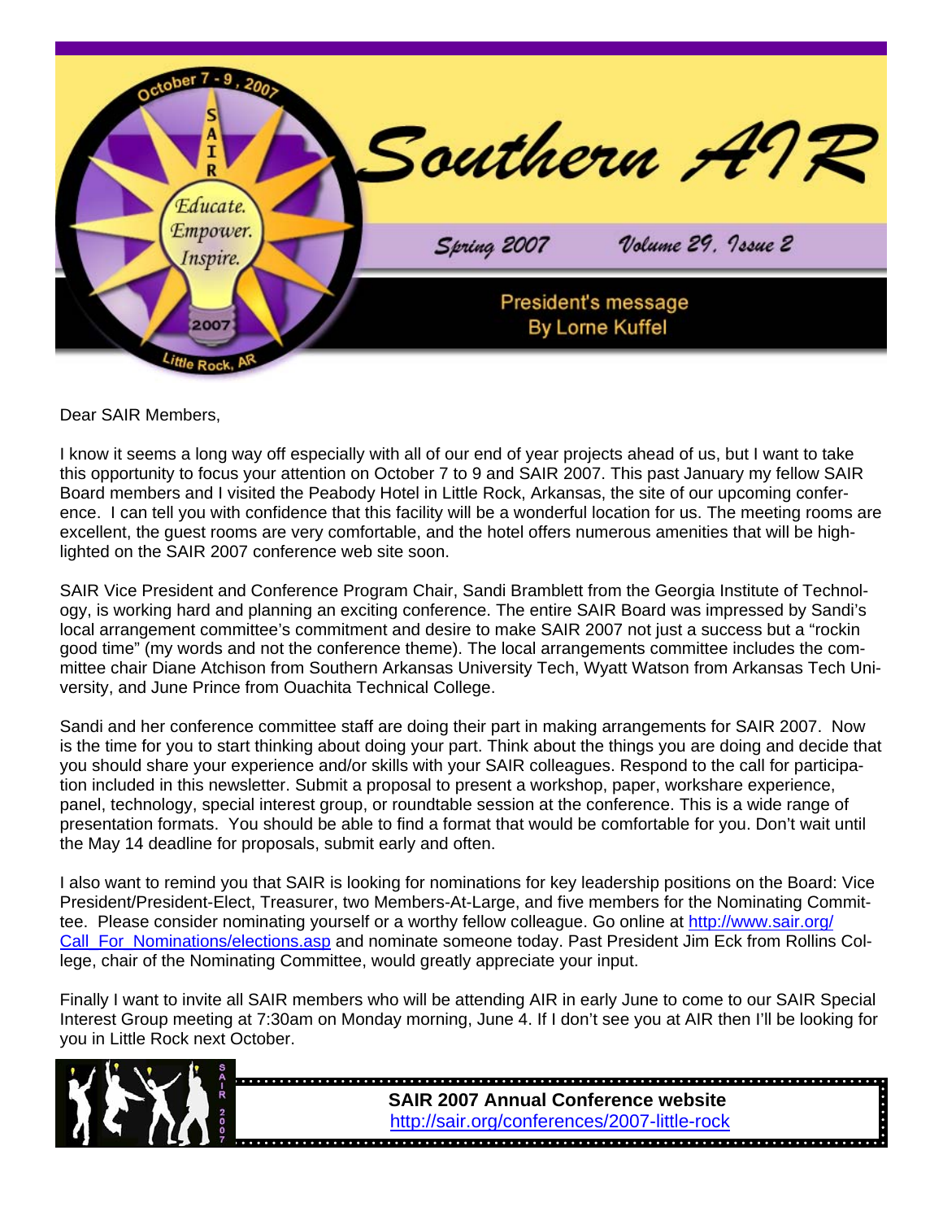# Southern AIR

Spring 2007 Volume 29, Issue 2

## President's message
By Lorne Kuffel

Dear SAIR Members,

I know it seems a long way off especially with all of our end of year projects ahead of us, but I want to take this opportunity to focus your attention on October 7 to 9 and SAIR 2007. This past January my fellow SAIR Board members and I visited the Peabody Hotel in Little Rock, Arkansas, the site of our upcoming conference. I can tell you with confidence that this facility will be a wonderful location for us. The meeting rooms are excellent, the guest rooms are very comfortable, and the hotel offers numerous amenities that will be highlighted on the SAIR 2007 conference web site soon.

SAIR Vice President and Conference Program Chair, Sandi Bramblett from the Georgia Institute of Technology, is working hard and planning an exciting conference. The entire SAIR Board was impressed by Sandi's local arrangement committee's commitment and desire to make SAIR 2007 not just a success but a "rockin good time" (my words and not the conference theme). The local arrangements committee includes the committee chair Diane Atchison from Southern Arkansas University Tech, Wyatt Watson from Arkansas Tech University, and June Prince from Ouachita Technical College.

Sandi and her conference committee staff are doing their part in making arrangements for SAIR 2007. Now is the time for you to start thinking about doing your part. Think about the things you are doing and decide that you should share your experience and/or skills with your SAIR colleagues. Respond to the call for participation included in this newsletter. Submit a proposal to present a workshop, paper, workshare experience, panel, technology, special interest group, or roundtable session at the conference. This is a wide range of presentation formats. You should be able to find a format that would be comfortable for you. Don't wait until the May 14 deadline for proposals, submit early and often.

I also want to remind you that SAIR is looking for nominations for key leadership positions on the Board: Vice President/President-Elect, Treasurer, two Members-At-Large, and five members for the Nominating Committee. Please consider nominating yourself or a worthy fellow colleague. Go online at http://www.sair.org/Call_For_Nominations/elections.asp and nominate someone today. Past President Jim Eck from Rollins College, chair of the Nominating Committee, would greatly appreciate your input.

Finally I want to invite all SAIR members who will be attending AIR in early June to come to our SAIR Special Interest Group meeting at 7:30am on Monday morning, June 4. If I don't see you at AIR then I'll be looking for you in Little Rock next October.

**SAIR 2007 Annual Conference website**
http://sair.org/conferences/2007-little-rock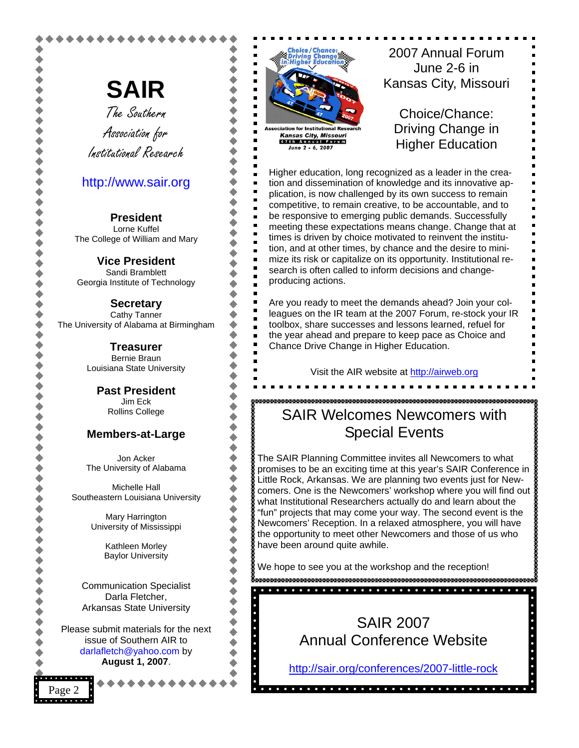# SAIR

*The Southern Association for Institutional Research*

http://www.sair.org

**President**
Lorne Kuffel
The College of William and Mary

**Vice President**
Sandi Bramblett
Georgia Institute of Technology

**Secretary**
Cathy Tanner
The University of Alabama at Birmingham

**Treasurer**
Bernie Braun
Louisiana State University

**Past President**
Jim Eck
Rollins College

**Members-at-Large**

Jon Acker
The University of Alabama

Michelle Hall
Southeastern Louisiana University

Mary Harrington
University of Mississippi

Kathleen Morley
Baylor University

Communication Specialist
Darla Fletcher,
Arkansas State University

Please submit materials for the next issue of Southern AIR to darlafletch@yahoo.com by **August 1, 2007**.

## 2007 Annual Forum June 2-6 in Kansas City, Missouri

## Choice/Chance: Driving Change in Higher Education

Higher education, long recognized as a leader in the creation and dissemination of knowledge and its innovative application, is now challenged by its own success to remain competitive, to remain creative, to be accountable, and to be responsive to emerging public demands. Successfully meeting these expectations means change. Change that at times is driven by choice motivated to reinvent the institution, and at other times, by chance and the desire to minimize its risk or capitalize on its opportunity. Institutional research is often called to inform decisions and change-producing actions.

Are you ready to meet the demands ahead? Join your colleagues on the IR team at the 2007 Forum, re-stock your IR toolbox, share successes and lessons learned, refuel for the year ahead and prepare to keep pace as Choice and Chance Drive Change in Higher Education.

Visit the AIR website at http://airweb.org

## SAIR Welcomes Newcomers with Special Events

The SAIR Planning Committee invites all Newcomers to what promises to be an exciting time at this year's SAIR Conference in Little Rock, Arkansas. We are planning two events just for Newcomers. One is the Newcomers' workshop where you will find out what Institutional Researchers actually do and learn about the "fun" projects that may come your way. The second event is the Newcomers' Reception. In a relaxed atmosphere, you will have the opportunity to meet other Newcomers and those of us who have been around quite awhile.

We hope to see you at the workshop and the reception!

## SAIR 2007 Annual Conference Website

http://sair.org/conferences/2007-little-rock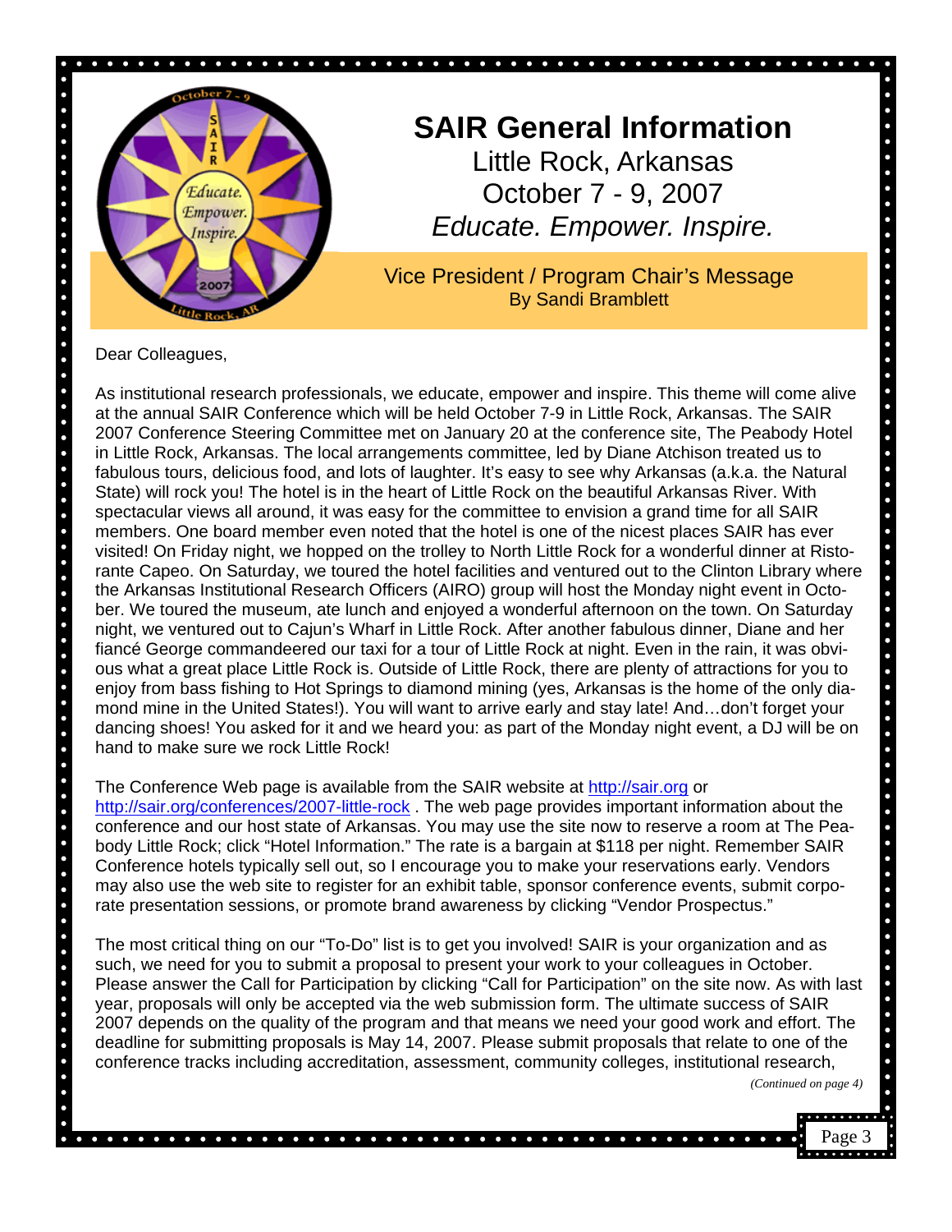# SAIR General Information

Little Rock, Arkansas
October 7 - 9, 2007
*Educate. Empower. Inspire.*

## Vice President / Program Chair's Message

By Sandi Bramblett

Dear Colleagues,

As institutional research professionals, we educate, empower and inspire. This theme will come alive at the annual SAIR Conference which will be held October 7-9 in Little Rock, Arkansas. The SAIR 2007 Conference Steering Committee met on January 20 at the conference site, The Peabody Hotel in Little Rock, Arkansas. The local arrangements committee, led by Diane Atchison treated us to fabulous tours, delicious food, and lots of laughter. It's easy to see why Arkansas (a.k.a. the Natural State) will rock you! The hotel is in the heart of Little Rock on the beautiful Arkansas River. With spectacular views all around, it was easy for the committee to envision a grand time for all SAIR members. One board member even noted that the hotel is one of the nicest places SAIR has ever visited! On Friday night, we hopped on the trolley to North Little Rock for a wonderful dinner at Ristorante Capeo. On Saturday, we toured the hotel facilities and ventured out to the Clinton Library where the Arkansas Institutional Research Officers (AIRO) group will host the Monday night event in October. We toured the museum, ate lunch and enjoyed a wonderful afternoon on the town. On Saturday night, we ventured out to Cajun's Wharf in Little Rock. After another fabulous dinner, Diane and her fiancé George commandeered our taxi for a tour of Little Rock at night. Even in the rain, it was obvious what a great place Little Rock is. Outside of Little Rock, there are plenty of attractions for you to enjoy from bass fishing to Hot Springs to diamond mining (yes, Arkansas is the home of the only diamond mine in the United States!). You will want to arrive early and stay late! And…don't forget your dancing shoes! You asked for it and we heard you: as part of the Monday night event, a DJ will be on hand to make sure we rock Little Rock!

The Conference Web page is available from the SAIR website at http://sair.org or http://sair.org/conferences/2007-little-rock . The web page provides important information about the conference and our host state of Arkansas. You may use the site now to reserve a room at The Peabody Little Rock; click "Hotel Information." The rate is a bargain at $118 per night. Remember SAIR Conference hotels typically sell out, so I encourage you to make your reservations early. Vendors may also use the web site to register for an exhibit table, sponsor conference events, submit corporate presentation sessions, or promote brand awareness by clicking "Vendor Prospectus."

The most critical thing on our "To-Do" list is to get you involved! SAIR is your organization and as such, we need for you to submit a proposal to present your work to your colleagues in October. Please answer the Call for Participation by clicking "Call for Participation" on the site now. As with last year, proposals will only be accepted via the web submission form. The ultimate success of SAIR 2007 depends on the quality of the program and that means we need your good work and effort. The deadline for submitting proposals is May 14, 2007. Please submit proposals that relate to one of the conference tracks including accreditation, assessment, community colleges, institutional research,

*(Continued on page 4)*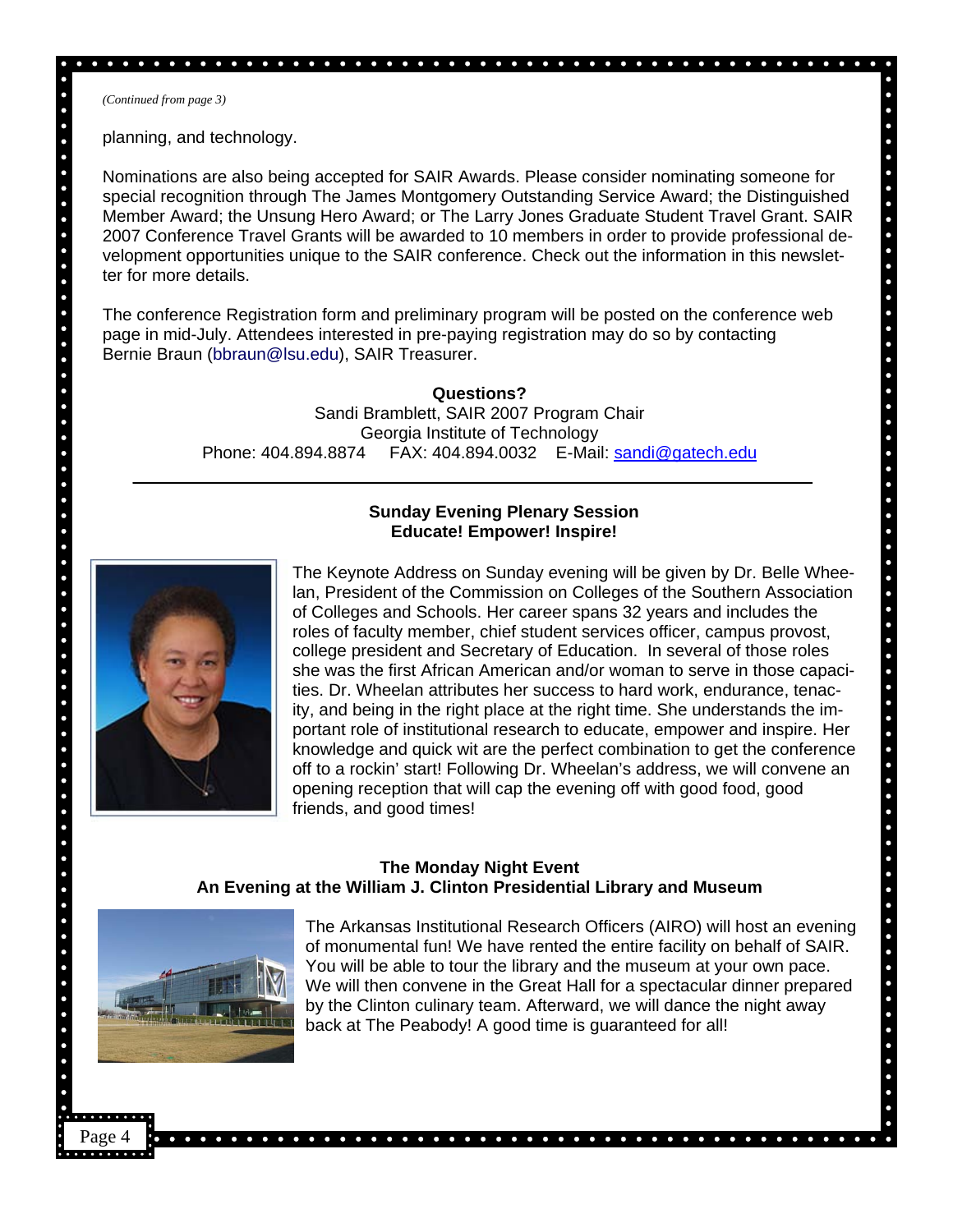*(Continued from page 3)*

planning, and technology.

Nominations are also being accepted for SAIR Awards. Please consider nominating someone for special recognition through The James Montgomery Outstanding Service Award; the Distinguished Member Award; the Unsung Hero Award; or The Larry Jones Graduate Student Travel Grant. SAIR 2007 Conference Travel Grants will be awarded to 10 members in order to provide professional development opportunities unique to the SAIR conference. Check out the information in this newsletter for more details.

The conference Registration form and preliminary program will be posted on the conference web page in mid-July. Attendees interested in pre-paying registration may do so by contacting Bernie Braun (bbraun@lsu.edu), SAIR Treasurer.

**Questions?**
Sandi Bramblett, SAIR 2007 Program Chair
Georgia Institute of Technology
Phone: 404.894.8874 FAX: 404.894.0032 E-Mail: sandi@gatech.edu

---

**Sunday Evening Plenary Session**
**Educate! Empower! Inspire!**

The Keynote Address on Sunday evening will be given by Dr. Belle Wheelan, President of the Commission on Colleges of the Southern Association of Colleges and Schools. Her career spans 32 years and includes the roles of faculty member, chief student services officer, campus provost, college president and Secretary of Education. In several of those roles she was the first African American and/or woman to serve in those capacities. Dr. Wheelan attributes her success to hard work, endurance, tenacity, and being in the right place at the right time. She understands the important role of institutional research to educate, empower and inspire. Her knowledge and quick wit are the perfect combination to get the conference off to a rockin' start! Following Dr. Wheelan's address, we will convene an opening reception that will cap the evening off with good food, good friends, and good times!

**The Monday Night Event**
**An Evening at the William J. Clinton Presidential Library and Museum**

The Arkansas Institutional Research Officers (AIRO) will host an evening of monumental fun! We have rented the entire facility on behalf of SAIR. You will be able to tour the library and the museum at your own pace. We will then convene in the Great Hall for a spectacular dinner prepared by the Clinton culinary team. Afterward, we will dance the night away back at The Peabody! A good time is guaranteed for all!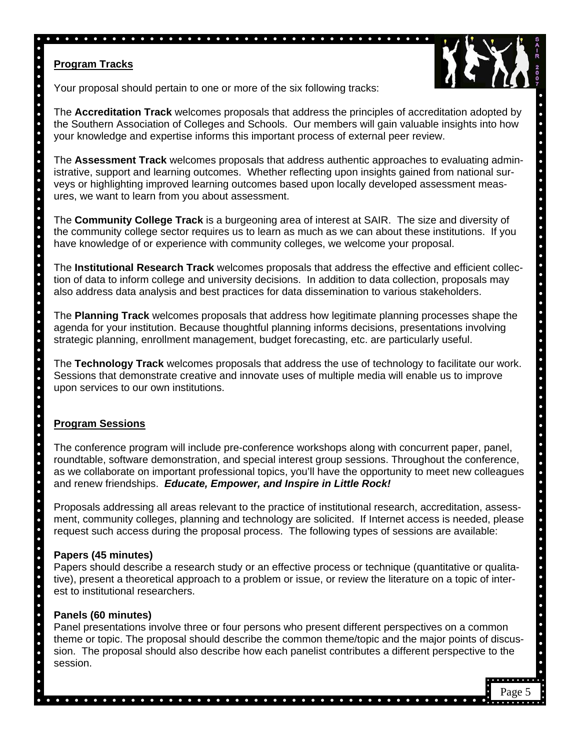## Program Tracks

Your proposal should pertain to one or more of the six following tracks:

The **Accreditation Track** welcomes proposals that address the principles of accreditation adopted by the Southern Association of Colleges and Schools. Our members will gain valuable insights into how your knowledge and expertise informs this important process of external peer review.

The **Assessment Track** welcomes proposals that address authentic approaches to evaluating administrative, support and learning outcomes. Whether reflecting upon insights gained from national surveys or highlighting improved learning outcomes based upon locally developed assessment measures, we want to learn from you about assessment.

The **Community College Track** is a burgeoning area of interest at SAIR. The size and diversity of the community college sector requires us to learn as much as we can about these institutions. If you have knowledge of or experience with community colleges, we welcome your proposal.

The **Institutional Research Track** welcomes proposals that address the effective and efficient collection of data to inform college and university decisions. In addition to data collection, proposals may also address data analysis and best practices for data dissemination to various stakeholders.

The **Planning Track** welcomes proposals that address how legitimate planning processes shape the agenda for your institution. Because thoughtful planning informs decisions, presentations involving strategic planning, enrollment management, budget forecasting, etc. are particularly useful.

The **Technology Track** welcomes proposals that address the use of technology to facilitate our work. Sessions that demonstrate creative and innovate uses of multiple media will enable us to improve upon services to our own institutions.

## Program Sessions

The conference program will include pre-conference workshops along with concurrent paper, panel, roundtable, software demonstration, and special interest group sessions. Throughout the conference, as we collaborate on important professional topics, you'll have the opportunity to meet new colleagues and renew friendships. ***Educate, Empower, and Inspire in Little Rock!***

Proposals addressing all areas relevant to the practice of institutional research, accreditation, assessment, community colleges, planning and technology are solicited. If Internet access is needed, please request such access during the proposal process. The following types of sessions are available:

**Papers (45 minutes)**
Papers should describe a research study or an effective process or technique (quantitative or qualitative), present a theoretical approach to a problem or issue, or review the literature on a topic of interest to institutional researchers.

**Panels (60 minutes)**
Panel presentations involve three or four persons who present different perspectives on a common theme or topic. The proposal should describe the common theme/topic and the major points of discussion. The proposal should also describe how each panelist contributes a different perspective to the session.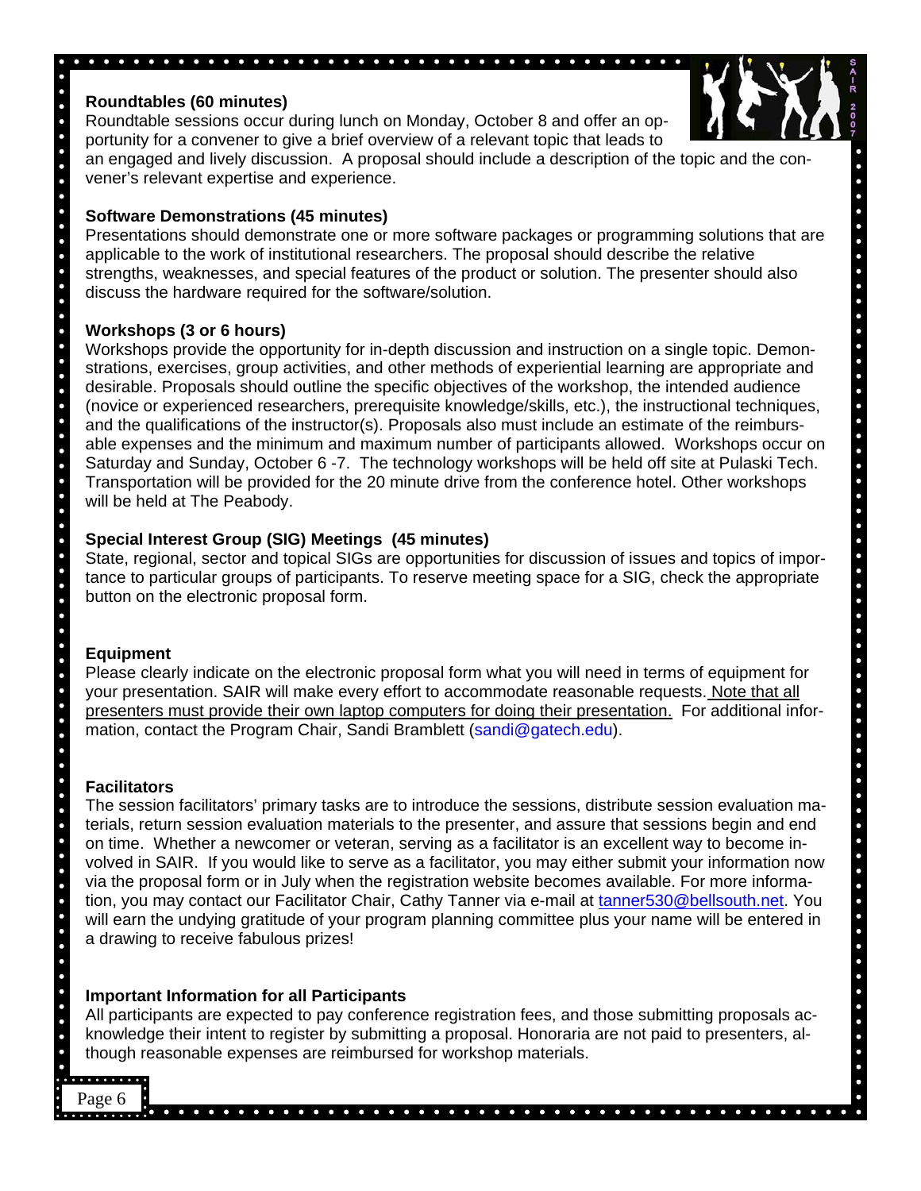### Roundtables (60 minutes)

Roundtable sessions occur during lunch on Monday, October 8 and offer an opportunity for a convener to give a brief overview of a relevant topic that leads to an engaged and lively discussion. A proposal should include a description of the topic and the convener's relevant expertise and experience.

### Software Demonstrations (45 minutes)

Presentations should demonstrate one or more software packages or programming solutions that are applicable to the work of institutional researchers. The proposal should describe the relative strengths, weaknesses, and special features of the product or solution. The presenter should also discuss the hardware required for the software/solution.

### Workshops (3 or 6 hours)

Workshops provide the opportunity for in-depth discussion and instruction on a single topic. Demonstrations, exercises, group activities, and other methods of experiential learning are appropriate and desirable. Proposals should outline the specific objectives of the workshop, the intended audience (novice or experienced researchers, prerequisite knowledge/skills, etc.), the instructional techniques, and the qualifications of the instructor(s). Proposals also must include an estimate of the reimbursable expenses and the minimum and maximum number of participants allowed. Workshops occur on Saturday and Sunday, October 6 -7. The technology workshops will be held off site at Pulaski Tech. Transportation will be provided for the 20 minute drive from the conference hotel. Other workshops will be held at The Peabody.

### Special Interest Group (SIG) Meetings (45 minutes)

State, regional, sector and topical SIGs are opportunities for discussion of issues and topics of importance to particular groups of participants. To reserve meeting space for a SIG, check the appropriate button on the electronic proposal form.

### Equipment

Please clearly indicate on the electronic proposal form what you will need in terms of equipment for your presentation. SAIR will make every effort to accommodate reasonable requests. <u>Note that all presenters must provide their own laptop computers for doing their presentation.</u> For additional information, contact the Program Chair, Sandi Bramblett (sandi@gatech.edu).

### Facilitators

The session facilitators' primary tasks are to introduce the sessions, distribute session evaluation materials, return session evaluation materials to the presenter, and assure that sessions begin and end on time. Whether a newcomer or veteran, serving as a facilitator is an excellent way to become involved in SAIR. If you would like to serve as a facilitator, you may either submit your information now via the proposal form or in July when the registration website becomes available. For more information, you may contact our Facilitator Chair, Cathy Tanner via e-mail at tanner530@bellsouth.net. You will earn the undying gratitude of your program planning committee plus your name will be entered in a drawing to receive fabulous prizes!

### Important Information for all Participants

All participants are expected to pay conference registration fees, and those submitting proposals acknowledge their intent to register by submitting a proposal. Honoraria are not paid to presenters, although reasonable expenses are reimbursed for workshop materials.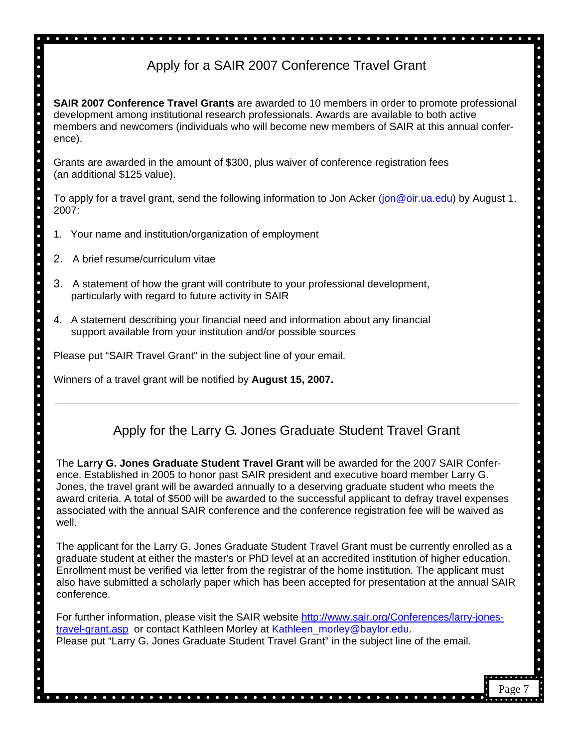## Apply for a SAIR 2007 Conference Travel Grant

**SAIR 2007 Conference Travel Grants** are awarded to 10 members in order to promote professional development among institutional research professionals. Awards are available to both active members and newcomers (individuals who will become new members of SAIR at this annual conference).

Grants are awarded in the amount of $300, plus waiver of conference registration fees (an additional $125 value).

To apply for a travel grant, send the following information to Jon Acker (jon@oir.ua.edu) by August 1, 2007:

1. Your name and institution/organization of employment
2. A brief resume/curriculum vitae
3. A statement of how the grant will contribute to your professional development, particularly with regard to future activity in SAIR
4. A statement describing your financial need and information about any financial support available from your institution and/or possible sources

Please put "SAIR Travel Grant" in the subject line of your email.

Winners of a travel grant will be notified by **August 15, 2007.**

---

## Apply for the Larry G. Jones Graduate Student Travel Grant

The **Larry G. Jones Graduate Student Travel Grant** will be awarded for the 2007 SAIR Conference. Established in 2005 to honor past SAIR president and executive board member Larry G. Jones, the travel grant will be awarded annually to a deserving graduate student who meets the award criteria. A total of $500 will be awarded to the successful applicant to defray travel expenses associated with the annual SAIR conference and the conference registration fee will be waived as well.

The applicant for the Larry G. Jones Graduate Student Travel Grant must be currently enrolled as a graduate student at either the master's or PhD level at an accredited institution of higher education. Enrollment must be verified via letter from the registrar of the home institution. The applicant must also have submitted a scholarly paper which has been accepted for presentation at the annual SAIR conference.

For further information, please visit the SAIR website http://www.sair.org/Conferences/larry-jones-travel-grant.asp or contact Kathleen Morley at Kathleen_morley@baylor.edu.
Please put "Larry G. Jones Graduate Student Travel Grant" in the subject line of the email.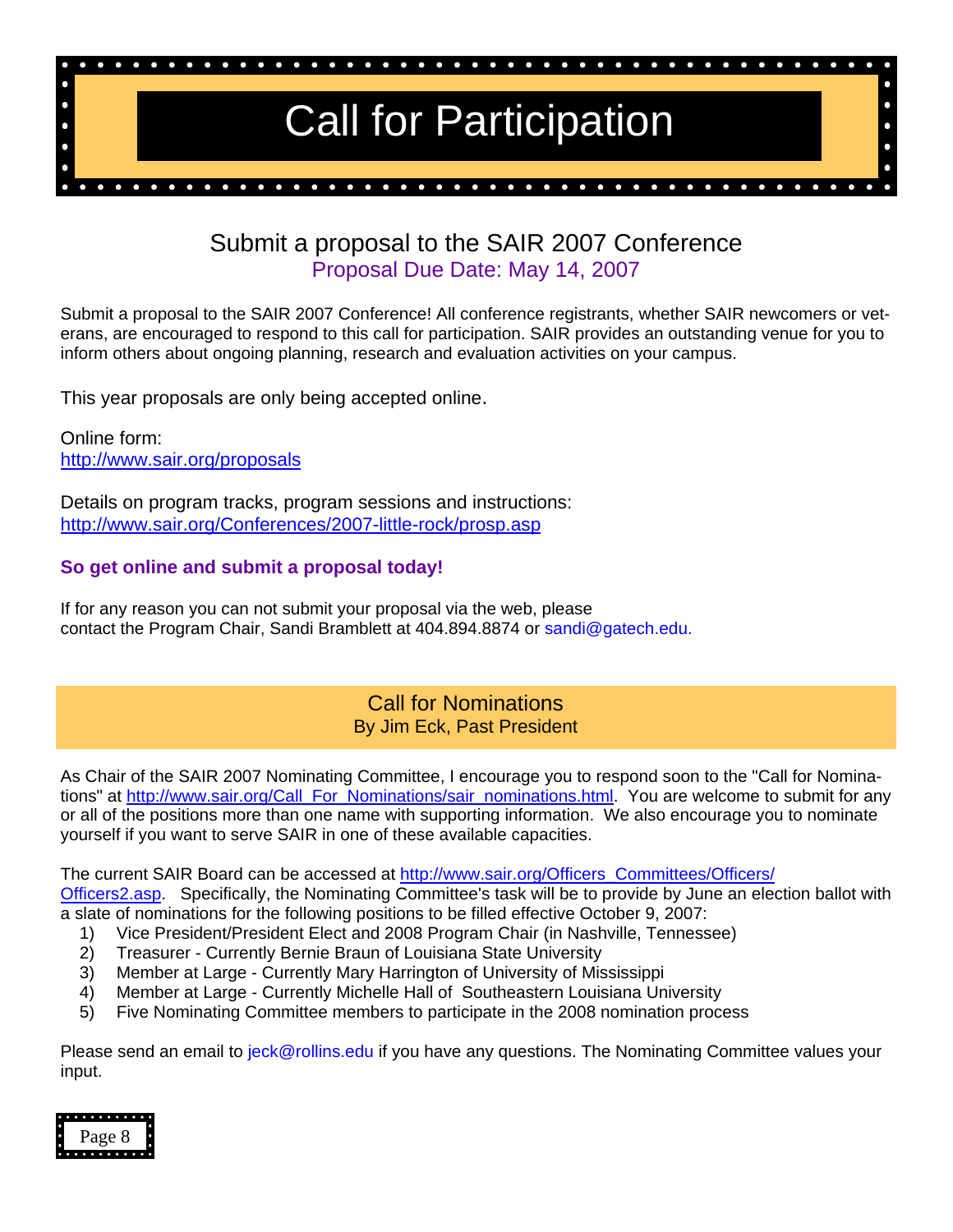# Call for Participation

## Submit a proposal to the SAIR 2007 Conference

Proposal Due Date: May 14, 2007

Submit a proposal to the SAIR 2007 Conference! All conference registrants, whether SAIR newcomers or veterans, are encouraged to respond to this call for participation. SAIR provides an outstanding venue for you to inform others about ongoing planning, research and evaluation activities on your campus.

This year proposals are only being accepted online.

Online form:
http://www.sair.org/proposals

Details on program tracks, program sessions and instructions:
http://www.sair.org/Conferences/2007-little-rock/prosp.asp

**So get online and submit a proposal today!**

If for any reason you can not submit your proposal via the web, please contact the Program Chair, Sandi Bramblett at 404.894.8874 or sandi@gatech.edu.

## Call for Nominations

By Jim Eck, Past President

As Chair of the SAIR 2007 Nominating Committee, I encourage you to respond soon to the "Call for Nominations" at http://www.sair.org/Call_For_Nominations/sair_nominations.html. You are welcome to submit for any or all of the positions more than one name with supporting information. We also encourage you to nominate yourself if you want to serve SAIR in one of these available capacities.

The current SAIR Board can be accessed at http://www.sair.org/Officers_Committees/Officers/Officers2.asp. Specifically, the Nominating Committee's task will be to provide by June an election ballot with a slate of nominations for the following positions to be filled effective October 9, 2007:

1) Vice President/President Elect and 2008 Program Chair (in Nashville, Tennessee)
2) Treasurer - Currently Bernie Braun of Louisiana State University
3) Member at Large - Currently Mary Harrington of University of Mississippi
4) Member at Large - Currently Michelle Hall of Southeastern Louisiana University
5) Five Nominating Committee members to participate in the 2008 nomination process

Please send an email to jeck@rollins.edu if you have any questions. The Nominating Committee values your input.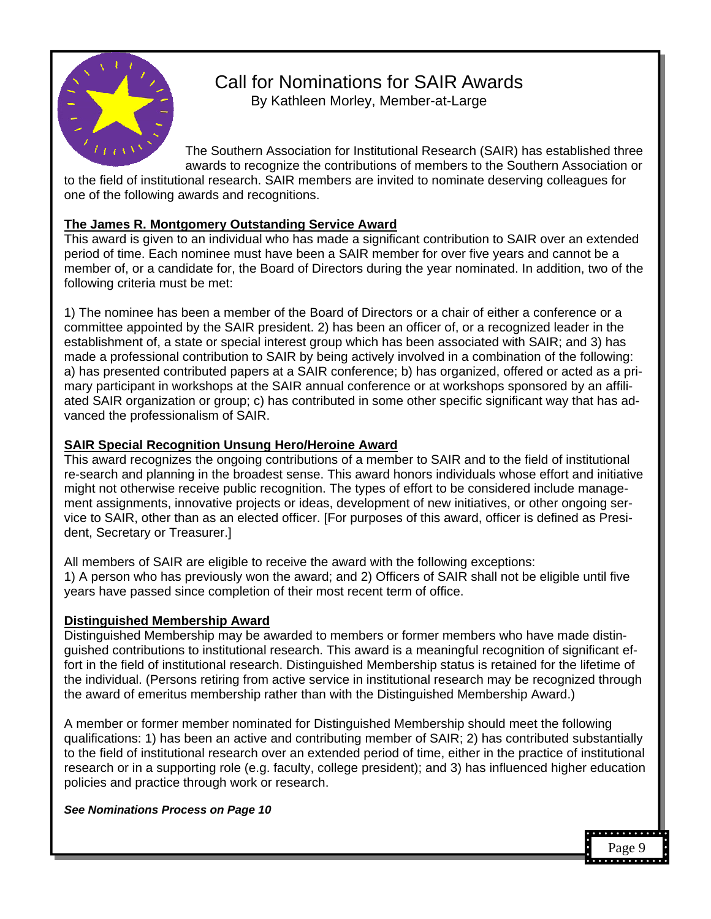# Call for Nominations for SAIR Awards

By Kathleen Morley, Member-at-Large

The Southern Association for Institutional Research (SAIR) has established three awards to recognize the contributions of members to the Southern Association or to the field of institutional research. SAIR members are invited to nominate deserving colleagues for one of the following awards and recognitions.

## The James R. Montgomery Outstanding Service Award

This award is given to an individual who has made a significant contribution to SAIR over an extended period of time. Each nominee must have been a SAIR member for over five years and cannot be a member of, or a candidate for, the Board of Directors during the year nominated. In addition, two of the following criteria must be met:

1) The nominee has been a member of the Board of Directors or a chair of either a conference or a committee appointed by the SAIR president. 2) has been an officer of, or a recognized leader in the establishment of, a state or special interest group which has been associated with SAIR; and 3) has made a professional contribution to SAIR by being actively involved in a combination of the following: a) has presented contributed papers at a SAIR conference; b) has organized, offered or acted as a primary participant in workshops at the SAIR annual conference or at workshops sponsored by an affiliated SAIR organization or group; c) has contributed in some other specific significant way that has advanced the professionalism of SAIR.

## SAIR Special Recognition Unsung Hero/Heroine Award

This award recognizes the ongoing contributions of a member to SAIR and to the field of institutional re-search and planning in the broadest sense. This award honors individuals whose effort and initiative might not otherwise receive public recognition. The types of effort to be considered include management assignments, innovative projects or ideas, development of new initiatives, or other ongoing service to SAIR, other than as an elected officer. [For purposes of this award, officer is defined as President, Secretary or Treasurer.]

All members of SAIR are eligible to receive the award with the following exceptions:
1) A person who has previously won the award; and 2) Officers of SAIR shall not be eligible until five years have passed since completion of their most recent term of office.

## Distinguished Membership Award

Distinguished Membership may be awarded to members or former members who have made distinguished contributions to institutional research. This award is a meaningful recognition of significant effort in the field of institutional research. Distinguished Membership status is retained for the lifetime of the individual. (Persons retiring from active service in institutional research may be recognized through the award of emeritus membership rather than with the Distinguished Membership Award.)

A member or former member nominated for Distinguished Membership should meet the following qualifications: 1) has been an active and contributing member of SAIR; 2) has contributed substantially to the field of institutional research over an extended period of time, either in the practice of institutional research or in a supporting role (e.g. faculty, college president); and 3) has influenced higher education policies and practice through work or research.

***See Nominations Process on Page 10***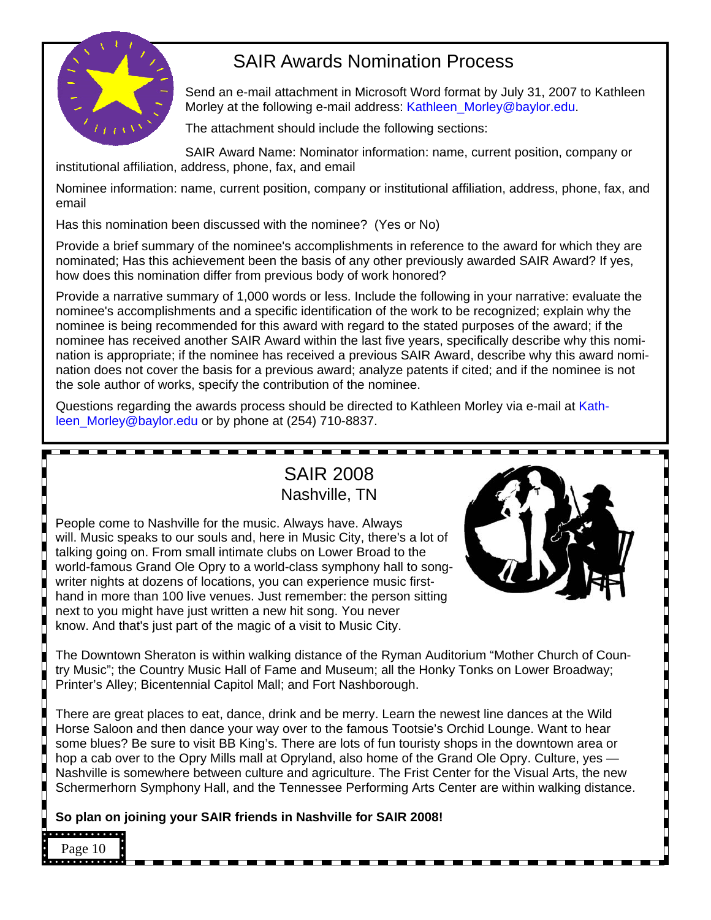## SAIR Awards Nomination Process

Send an e-mail attachment in Microsoft Word format by July 31, 2007 to Kathleen Morley at the following e-mail address: Kathleen_Morley@baylor.edu.

The attachment should include the following sections:

SAIR Award Name: Nominator information: name, current position, company or institutional affiliation, address, phone, fax, and email

Nominee information: name, current position, company or institutional affiliation, address, phone, fax, and email

Has this nomination been discussed with the nominee? (Yes or No)

Provide a brief summary of the nominee's accomplishments in reference to the award for which they are nominated; Has this achievement been the basis of any other previously awarded SAIR Award? If yes, how does this nomination differ from previous body of work honored?

Provide a narrative summary of 1,000 words or less. Include the following in your narrative: evaluate the nominee's accomplishments and a specific identification of the work to be recognized; explain why the nominee is being recommended for this award with regard to the stated purposes of the award; if the nominee has received another SAIR Award within the last five years, specifically describe why this nomination is appropriate; if the nominee has received a previous SAIR Award, describe why this award nomination does not cover the basis for a previous award; analyze patents if cited; and if the nominee is not the sole author of works, specify the contribution of the nominee.

Questions regarding the awards process should be directed to Kathleen Morley via e-mail at Kathleen_Morley@baylor.edu or by phone at (254) 710-8837.

## SAIR 2008
### Nashville, TN

People come to Nashville for the music. Always have. Always will. Music speaks to our souls and, here in Music City, there's a lot of talking going on. From small intimate clubs on Lower Broad to the world-famous Grand Ole Opry to a world-class symphony hall to songwriter nights at dozens of locations, you can experience music firsthand in more than 100 live venues. Just remember: the person sitting next to you might have just written a new hit song. You never know. And that's just part of the magic of a visit to Music City.

The Downtown Sheraton is within walking distance of the Ryman Auditorium "Mother Church of Country Music"; the Country Music Hall of Fame and Museum; all the Honky Tonks on Lower Broadway; Printer's Alley; Bicentennial Capitol Mall; and Fort Nashborough.

There are great places to eat, dance, drink and be merry. Learn the newest line dances at the Wild Horse Saloon and then dance your way over to the famous Tootsie's Orchid Lounge. Want to hear some blues? Be sure to visit BB King's. There are lots of fun touristy shops in the downtown area or hop a cab over to the Opry Mills mall at Opryland, also home of the Grand Ole Opry. Culture, yes — Nashville is somewhere between culture and agriculture. The Frist Center for the Visual Arts, the new Schermerhorn Symphony Hall, and the Tennessee Performing Arts Center are within walking distance.

**So plan on joining your SAIR friends in Nashville for SAIR 2008!**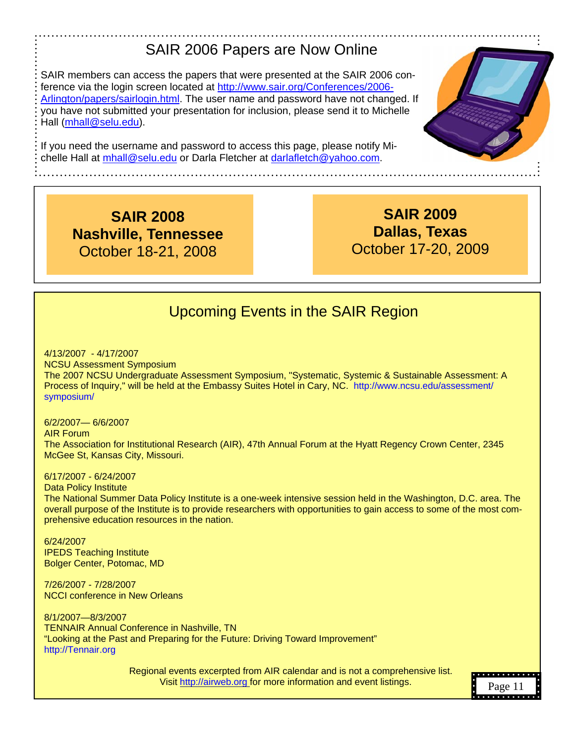## SAIR 2006 Papers are Now Online

SAIR members can access the papers that were presented at the SAIR 2006 conference via the login screen located at http://www.sair.org/Conferences/2006-Arlington/papers/sairlogin.html. The user name and password have not changed. If you have not submitted your presentation for inclusion, please send it to Michelle Hall (mhall@selu.edu).

If you need the username and password to access this page, please notify Michelle Hall at mhall@selu.edu or Darla Fletcher at darlafletch@yahoo.com.

**SAIR 2008**
**Nashville, Tennessee**
October 18-21, 2008

**SAIR 2009**
**Dallas, Texas**
October 17-20, 2009

## Upcoming Events in the SAIR Region

4/13/2007 - 4/17/2007
NCSU Assessment Symposium
The 2007 NCSU Undergraduate Assessment Symposium, "Systematic, Systemic & Sustainable Assessment: A Process of Inquiry," will be held at the Embassy Suites Hotel in Cary, NC. http://www.ncsu.edu/assessment/symposium/

6/2/2007— 6/6/2007
AIR Forum
The Association for Institutional Research (AIR), 47th Annual Forum at the Hyatt Regency Crown Center, 2345 McGee St, Kansas City, Missouri.

6/17/2007 - 6/24/2007
Data Policy Institute
The National Summer Data Policy Institute is a one-week intensive session held in the Washington, D.C. area. The overall purpose of the Institute is to provide researchers with opportunities to gain access to some of the most comprehensive education resources in the nation.

6/24/2007
IPEDS Teaching Institute
Bolger Center, Potomac, MD

7/26/2007 - 7/28/2007
NCCI conference in New Orleans

8/1/2007—8/3/2007
TENNAIR Annual Conference in Nashville, TN
"Looking at the Past and Preparing for the Future: Driving Toward Improvement"
http://Tennair.org

Regional events excerpted from AIR calendar and is not a comprehensive list.
Visit http://airweb.org for more information and event listings.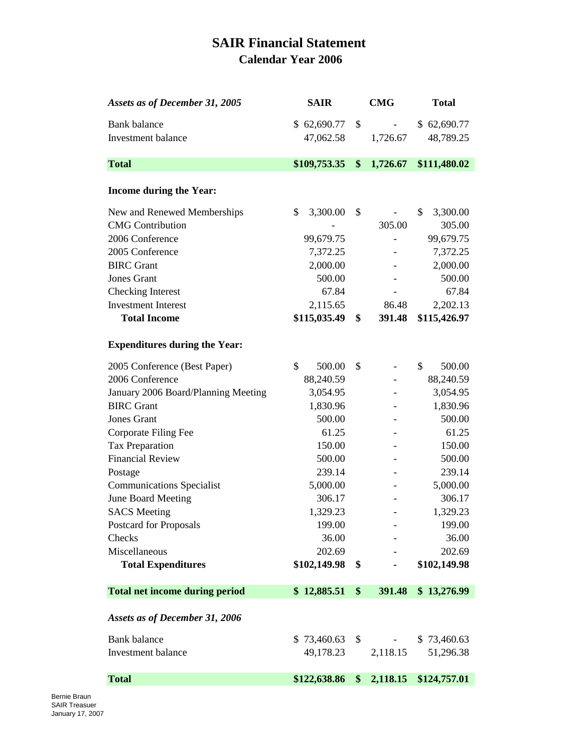# SAIR Financial Statement
## Calendar Year 2006

| *Assets as of December 31, 2005* | SAIR | CMG | Total |
|---|---|---|---|
| Bank balance | $ 62,690.77 | $ - | $ 62,690.77 |
| Investment balance | 47,062.58 | 1,726.67 | 48,789.25 |
| **Total** | **$109,753.35** | **$ 1,726.67** | **$111,480.02** |
| **Income during the Year:** | | | |
| New and Renewed Memberships | $ 3,300.00 | $ - | $ 3,300.00 |
| CMG Contribution | - | 305.00 | 305.00 |
| 2006 Conference | 99,679.75 | - | 99,679.75 |
| 2005 Conference | 7,372.25 | - | 7,372.25 |
| BIRC Grant | 2,000.00 | - | 2,000.00 |
| Jones Grant | 500.00 | - | 500.00 |
| Checking Interest | 67.84 | - | 67.84 |
| Investment Interest | 2,115.65 | 86.48 | 2,202.13 |
| **Total Income** | **$115,035.49** | **$ 391.48** | **$115,426.97** |
| **Expenditures during the Year:** | | | |
| 2005 Conference (Best Paper) | $ 500.00 | $ - | $ 500.00 |
| 2006 Conference | 88,240.59 | - | 88,240.59 |
| January 2006 Board/Planning Meeting | 3,054.95 | - | 3,054.95 |
| BIRC Grant | 1,830.96 | - | 1,830.96 |
| Jones Grant | 500.00 | - | 500.00 |
| Corporate Filing Fee | 61.25 | - | 61.25 |
| Tax Preparation | 150.00 | - | 150.00 |
| Financial Review | 500.00 | - | 500.00 |
| Postage | 239.14 | - | 239.14 |
| Communications Specialist | 5,000.00 | - | 5,000.00 |
| June Board Meeting | 306.17 | - | 306.17 |
| SACS Meeting | 1,329.23 | - | 1,329.23 |
| Postcard for Proposals | 199.00 | - | 199.00 |
| Checks | 36.00 | - | 36.00 |
| Miscellaneous | 202.69 | - | 202.69 |
| **Total Expenditures** | **$102,149.98** | **$ -** | **$102,149.98** |
| **Total net income during period** | **$ 12,885.51** | **$ 391.48** | **$ 13,276.99** |
| ***Assets as of December 31, 2006*** | | | |
| Bank balance | $ 73,460.63 | $ - | $ 73,460.63 |
| Investment balance | 49,178.23 | 2,118.15 | 51,296.38 |
| **Total** | **$122,638.86** | **$ 2,118.15** | **$124,757.01** |

Bernie Braun
SAIR Treasuer
January 17, 2007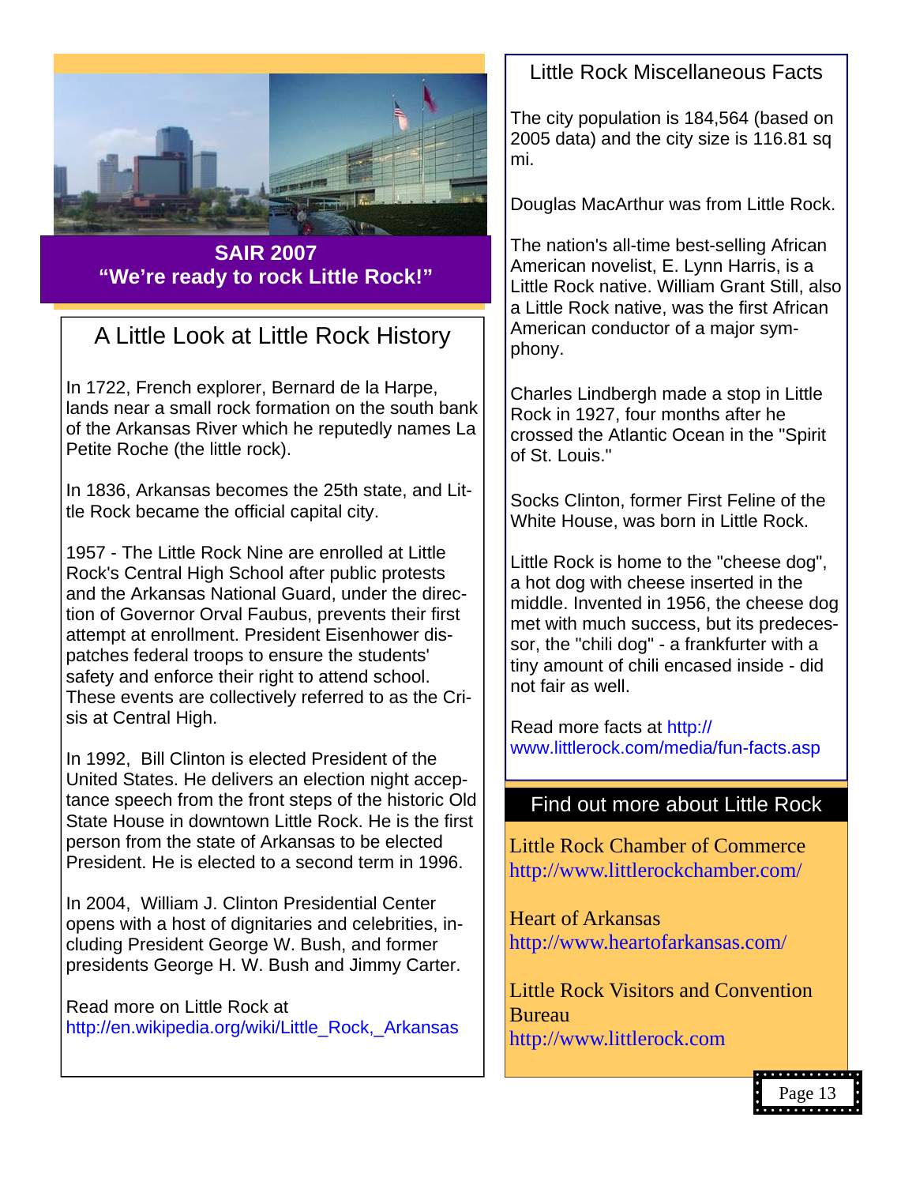**SAIR 2007**
**"We're ready to rock Little Rock!"**

## A Little Look at Little Rock History

In 1722, French explorer, Bernard de la Harpe, lands near a small rock formation on the south bank of the Arkansas River which he reputedly names La Petite Roche (the little rock).

In 1836, Arkansas becomes the 25th state, and Little Rock became the official capital city.

1957 - The Little Rock Nine are enrolled at Little Rock's Central High School after public protests and the Arkansas National Guard, under the direction of Governor Orval Faubus, prevents their first attempt at enrollment. President Eisenhower dispatches federal troops to ensure the students' safety and enforce their right to attend school. These events are collectively referred to as the Crisis at Central High.

In 1992, Bill Clinton is elected President of the United States. He delivers an election night acceptance speech from the front steps of the historic Old State House in downtown Little Rock. He is the first person from the state of Arkansas to be elected President. He is elected to a second term in 1996.

In 2004, William J. Clinton Presidential Center opens with a host of dignitaries and celebrities, including President George W. Bush, and former presidents George H. W. Bush and Jimmy Carter.

Read more on Little Rock at http://en.wikipedia.org/wiki/Little_Rock,_Arkansas

## Little Rock Miscellaneous Facts

The city population is 184,564 (based on 2005 data) and the city size is 116.81 sq mi.

Douglas MacArthur was from Little Rock.

The nation's all-time best-selling African American novelist, E. Lynn Harris, is a Little Rock native. William Grant Still, also a Little Rock native, was the first African American conductor of a major symphony.

Charles Lindbergh made a stop in Little Rock in 1927, four months after he crossed the Atlantic Ocean in the "Spirit of St. Louis."

Socks Clinton, former First Feline of the White House, was born in Little Rock.

Little Rock is home to the "cheese dog", a hot dog with cheese inserted in the middle. Invented in 1956, the cheese dog met with much success, but its predecessor, the "chili dog" - a frankfurter with a tiny amount of chili encased inside - did not fair as well.

Read more facts at http://www.littlerock.com/media/fun-facts.asp

## Find out more about Little Rock

Little Rock Chamber of Commerce
http://www.littlerockchamber.com/

Heart of Arkansas
http://www.heartofarkansas.com/

Little Rock Visitors and Convention Bureau
http://www.littlerock.com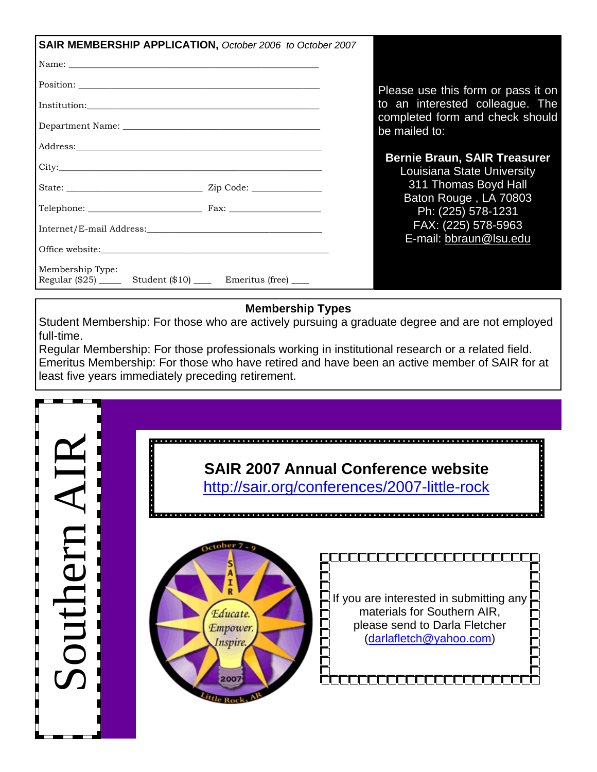**SAIR MEMBERSHIP APPLICATION,** *October 2006 to October 2007*

Name: ____________________________________________

Position: ____________________________________________

Institution: ____________________________________________

Department Name: ____________________________________________

Address: ____________________________________________

City: ____________________________________________

State: ______________________ Zip Code: ____________

Telephone: ____________________ Fax: ________________

Internet/E-mail Address: ________________________________

Office website: ____________________________________________

Membership Type:
Regular ($25) ____ Student ($10) ____ Emeritus (free) ____

Please use this form or pass it on to an interested colleague. The completed form and check should be mailed to:

**Bernie Braun, SAIR Treasurer**
Louisiana State University
311 Thomas Boyd Hall
Baton Rouge , LA 70803
Ph: (225) 578-1231
FAX: (225) 578-5963
E-mail: bbraun@lsu.edu

**Membership Types**

Student Membership: For those who are actively pursuing a graduate degree and are not employed full-time.
Regular Membership: For those professionals working in institutional research or a related field.
Emeritus Membership: For those who have retired and have been an active member of SAIR for at least five years immediately preceding retirement.

Southern AIR

**SAIR 2007 Annual Conference website**
http://sair.org/conferences/2007-little-rock

October 7 - 9
SAIR
Educate. Empower. Inspire.
2007
Little Rock, AR

If you are interested in submitting any materials for Southern AIR, please send to Darla Fletcher (darlafletch@yahoo.com)